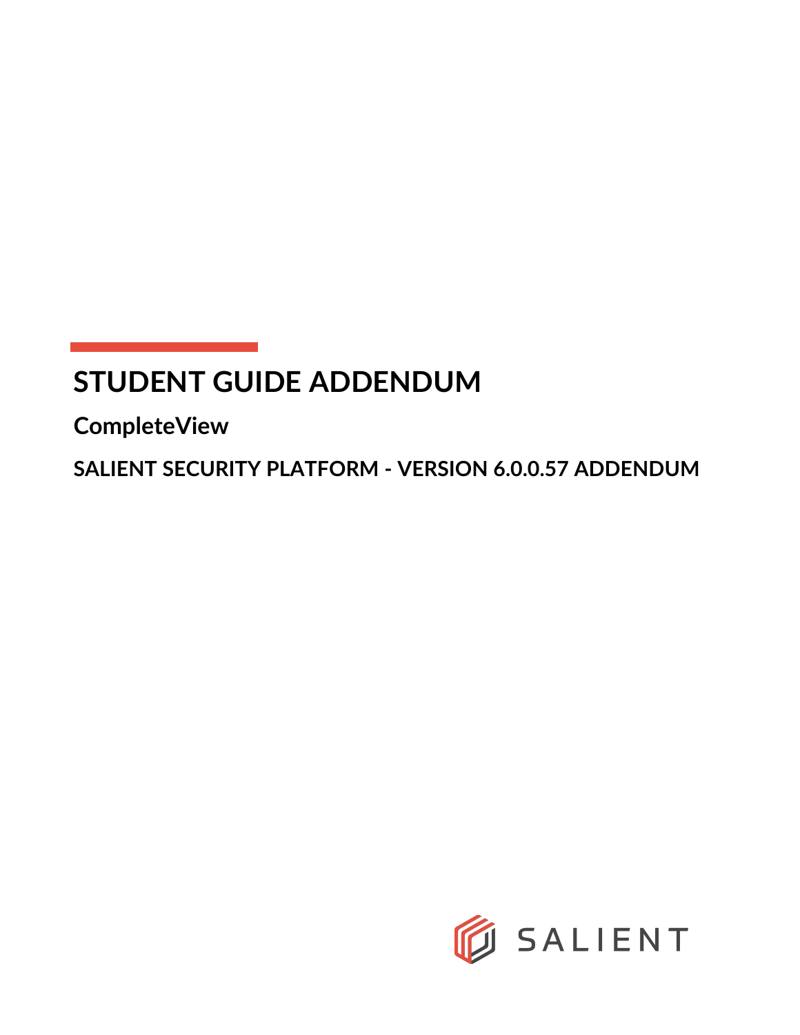# STUDENT GUIDE ADDENDUM

## CompleteView

### SALIENT SECURITY PLATFORM - VERSION 6.0.0.57 ADDENDUM

SALIENT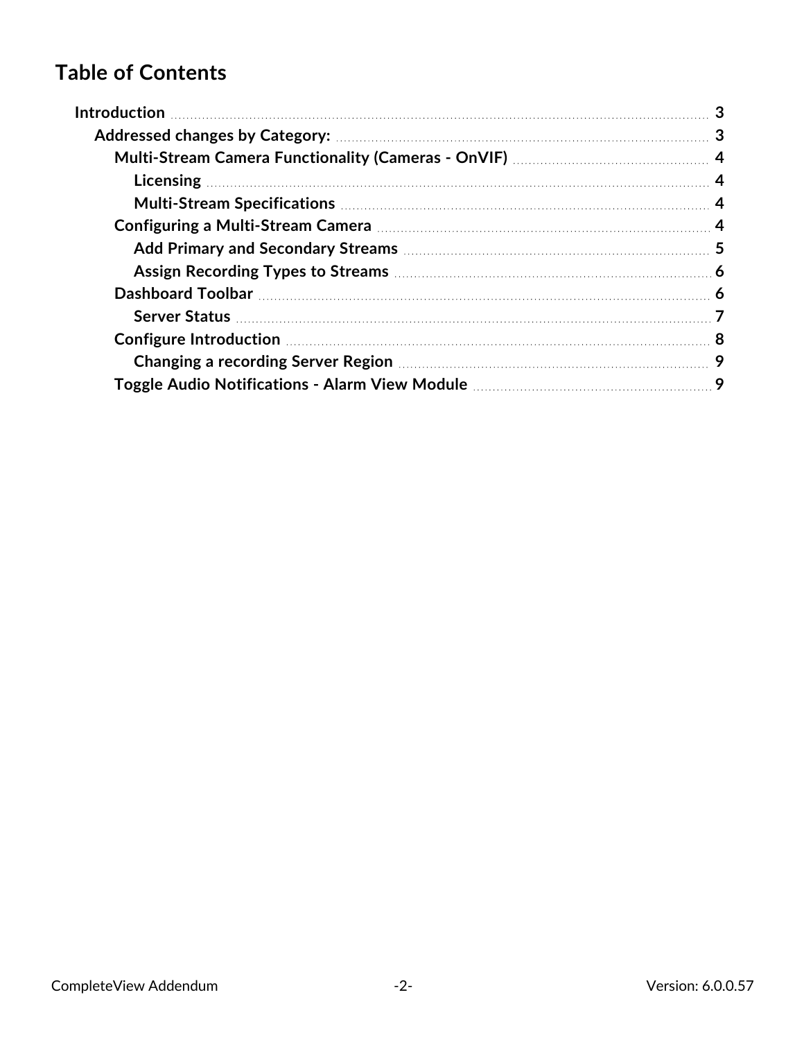# Table of Contents

- **Introduction** 3
  - **Addressed changes by Category:** 3
    - **Multi-Stream Camera Functionality (Cameras - OnVIF)** 4
      - **Licensing** 4
      - **Multi-Stream Specifications** 4
    - **Configuring a Multi-Stream Camera** 4
      - **Add Primary and Secondary Streams** 5
      - **Assign Recording Types to Streams** 6
    - **Dashboard Toolbar** 6
      - **Server Status** 7
    - **Configure Introduction** 8
      - **Changing a recording Server Region** 9
    - **Toggle Audio Notifications - Alarm View Module** 9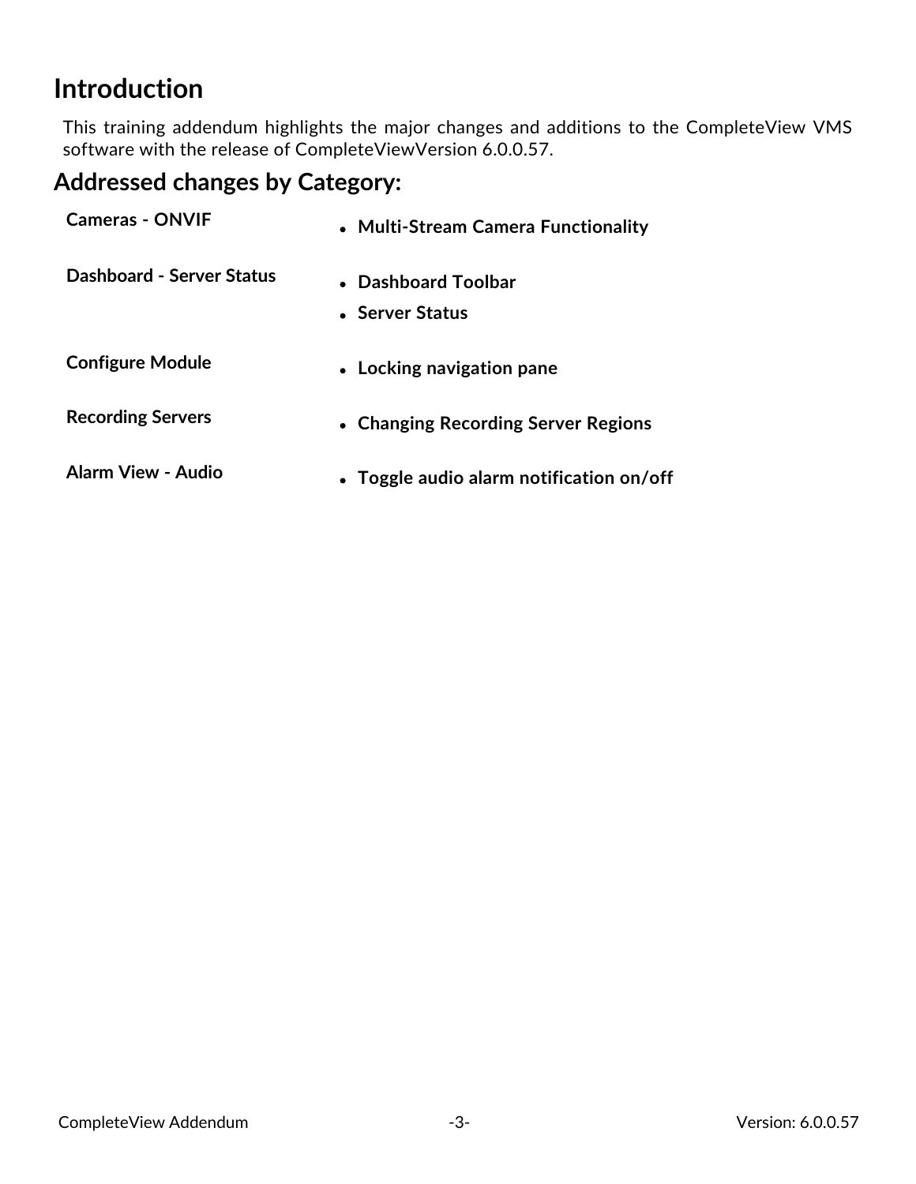# Introduction

This training addendum highlights the major changes and additions to the CompleteView VMS software with the release of CompleteViewVersion 6.0.0.57.

## Addressed changes by Category:

| Category | Changes |
| --- | --- |
| **Cameras - ONVIF** | • **Multi-Stream Camera Functionality** |
| **Dashboard - Server Status** | • **Dashboard Toolbar**<br>• **Server Status** |
| **Configure Module** | • **Locking navigation pane** |
| **Recording Servers** | • **Changing Recording Server Regions** |
| **Alarm View - Audio** | • **Toggle audio alarm notification on/off** |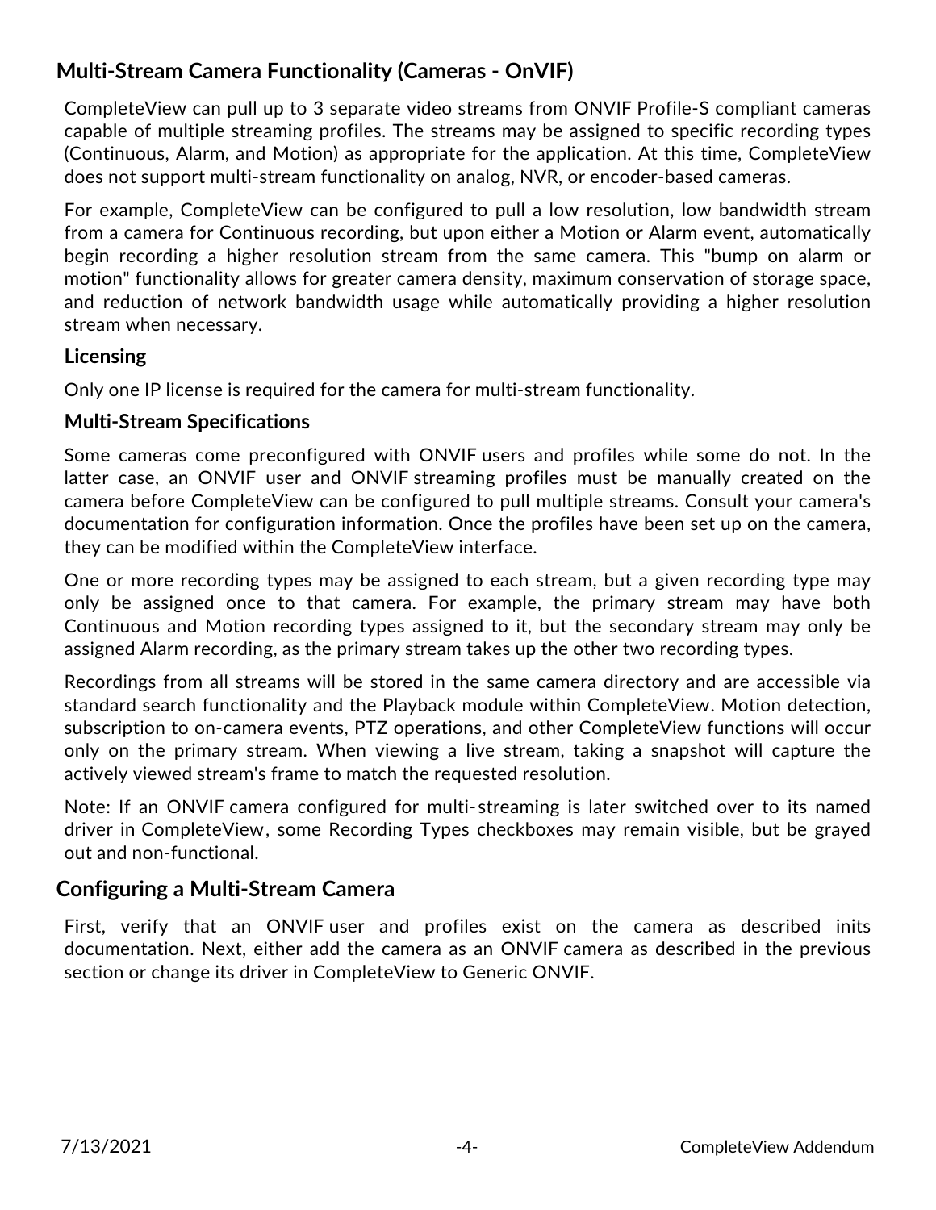## Multi-Stream Camera Functionality (Cameras - OnVIF)

CompleteView can pull up to 3 separate video streams from ONVIF Profile-S compliant cameras capable of multiple streaming profiles. The streams may be assigned to specific recording types (Continuous, Alarm, and Motion) as appropriate for the application. At this time, CompleteView does not support multi-stream functionality on analog, NVR, or encoder-based cameras.

For example, CompleteView can be configured to pull a low resolution, low bandwidth stream from a camera for Continuous recording, but upon either a Motion or Alarm event, automatically begin recording a higher resolution stream from the same camera. This "bump on alarm or motion" functionality allows for greater camera density, maximum conservation of storage space, and reduction of network bandwidth usage while automatically providing a higher resolution stream when necessary.

### Licensing

Only one IP license is required for the camera for multi-stream functionality.

### Multi-Stream Specifications

Some cameras come preconfigured with ONVIF users and profiles while some do not. In the latter case, an ONVIF user and ONVIF streaming profiles must be manually created on the camera before CompleteView can be configured to pull multiple streams. Consult your camera's documentation for configuration information. Once the profiles have been set up on the camera, they can be modified within the CompleteView interface.

One or more recording types may be assigned to each stream, but a given recording type may only be assigned once to that camera. For example, the primary stream may have both Continuous and Motion recording types assigned to it, but the secondary stream may only be assigned Alarm recording, as the primary stream takes up the other two recording types.

Recordings from all streams will be stored in the same camera directory and are accessible via standard search functionality and the Playback module within CompleteView. Motion detection, subscription to on-camera events, PTZ operations, and other CompleteView functions will occur only on the primary stream. When viewing a live stream, taking a snapshot will capture the actively viewed stream's frame to match the requested resolution.

Note: If an ONVIF camera configured for multi-streaming is later switched over to its named driver in CompleteView, some Recording Types checkboxes may remain visible, but be grayed out and non-functional.

## Configuring a Multi-Stream Camera

First, verify that an ONVIF user and profiles exist on the camera as described inits documentation. Next, either add the camera as an ONVIF camera as described in the previous section or change its driver in CompleteView to Generic ONVIF.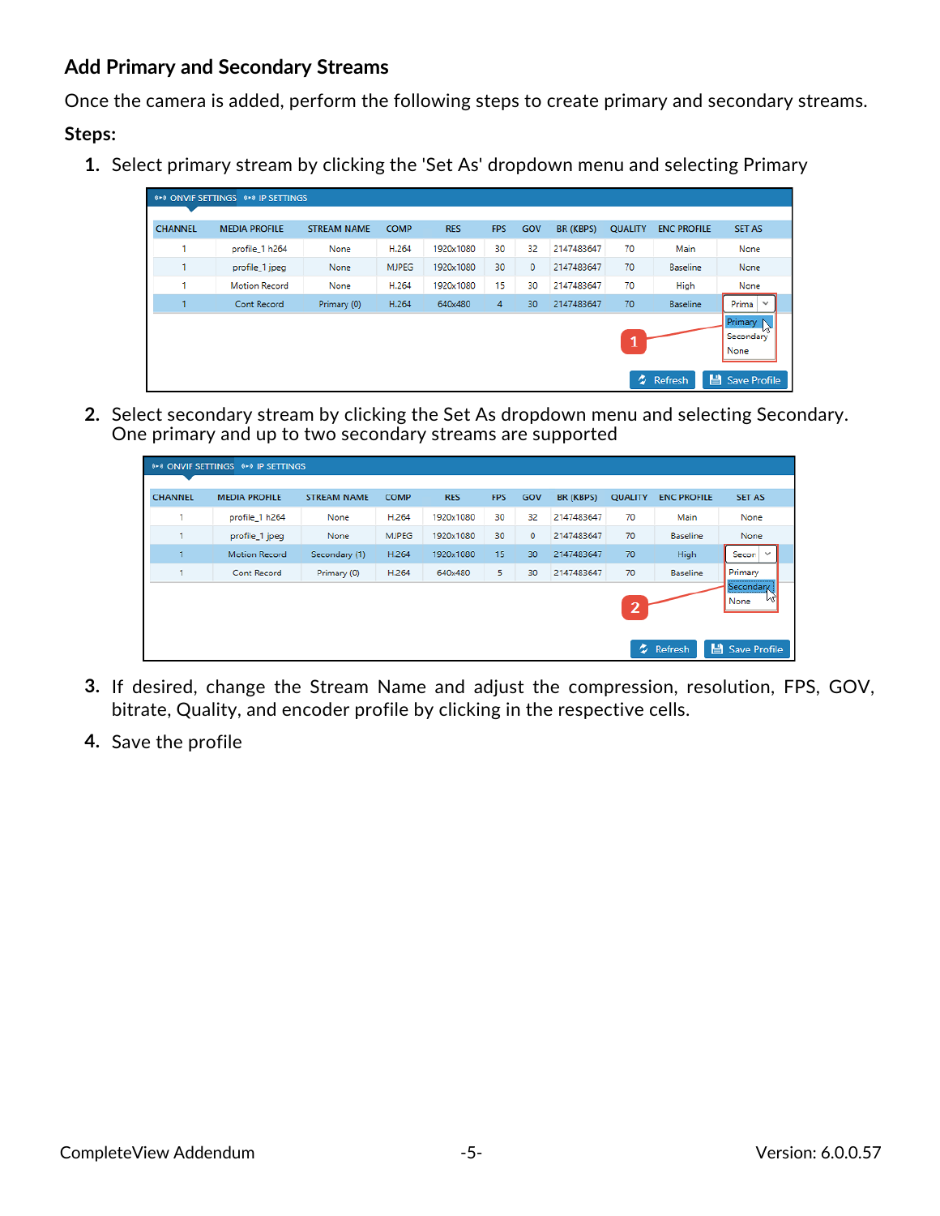## Add Primary and Secondary Streams

Once the camera is added, perform the following steps to create primary and secondary streams.

**Steps:**

1. Select primary stream by clicking the 'Set As' dropdown menu and selecting Primary

2. Select secondary stream by clicking the Set As dropdown menu and selecting Secondary. One primary and up to two secondary streams are supported

3. If desired, change the Stream Name and adjust the compression, resolution, FPS, GOV, bitrate, Quality, and encoder profile by clicking in the respective cells.

4. Save the profile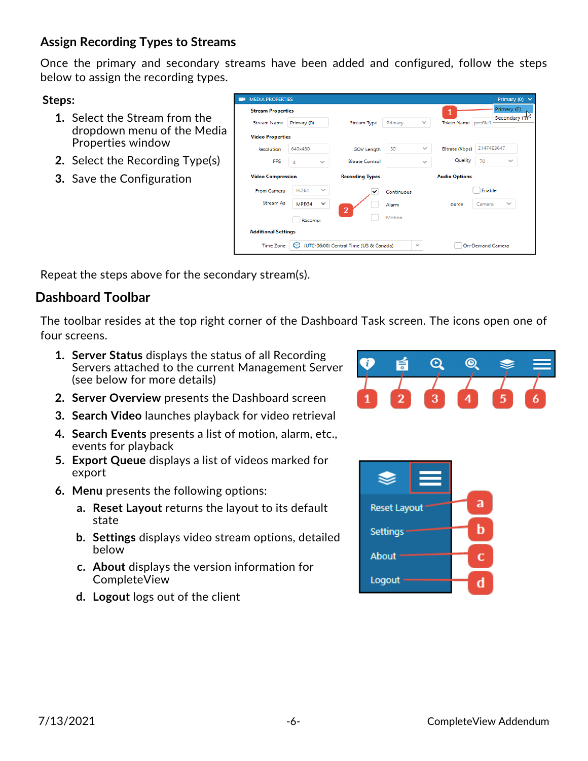### Assign Recording Types to Streams

Once the primary and secondary streams have been added and configured, follow the steps below to assign the recording types.

**Steps:**

1. Select the Stream from the dropdown menu of the Media Properties window
2. Select the Recording Type(s)
3. Save the Configuration

Repeat the steps above for the secondary stream(s).

## Dashboard Toolbar

The toolbar resides at the top right corner of the Dashboard Task screen. The icons open one of four screens.

1. **Server Status** displays the status of all Recording Servers attached to the current Management Server (see below for more details)
2. **Server Overview** presents the Dashboard screen
3. **Search Video** launches playback for video retrieval
4. **Search Events** presents a list of motion, alarm, etc., events for playback
5. **Export Queue** displays a list of videos marked for export
6. **Menu** presents the following options:
   a. **Reset Layout** returns the layout to its default state
   b. **Settings** displays video stream options, detailed below
   c. **About** displays the version information for CompleteView
   d. **Logout** logs out of the client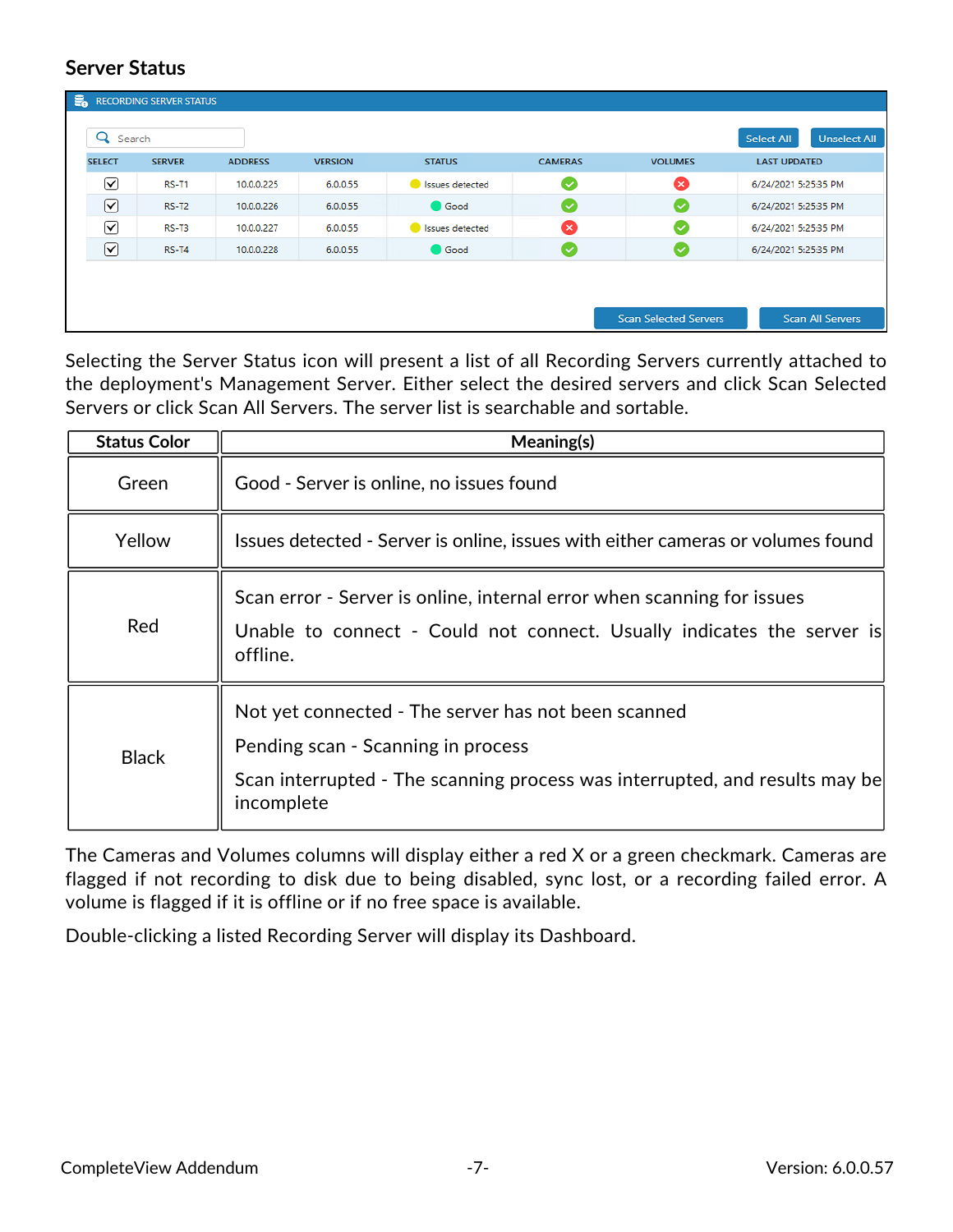## Server Status

| SELECT | SERVER | ADDRESS | VERSION | STATUS | CAMERAS | VOLUMES | LAST UPDATED |
|---|---|---|---|---|---|---|---|
| ☑ | RS-T1 | 10.0.0.225 | 6.0.0.55 | Issues detected | ✓ | ✗ | 6/24/2021 5:25:35 PM |
| ☑ | RS-T2 | 10.0.0.226 | 6.0.0.55 | Good | ✓ | ✓ | 6/24/2021 5:25:35 PM |
| ☑ | RS-T3 | 10.0.0.227 | 6.0.0.55 | Issues detected | ✗ | ✓ | 6/24/2021 5:25:35 PM |
| ☑ | RS-T4 | 10.0.0.228 | 6.0.0.55 | Good | ✓ | ✓ | 6/24/2021 5:25:35 PM |

Selecting the Server Status icon will present a list of all Recording Servers currently attached to the deployment's Management Server. Either select the desired servers and click Scan Selected Servers or click Scan All Servers. The server list is searchable and sortable.

| Status Color | Meaning(s) |
|---|---|
| Green | Good - Server is online, no issues found |
| Yellow | Issues detected - Server is online, issues with either cameras or volumes found |
| Red | Scan error - Server is online, internal error when scanning for issues<br>Unable to connect - Could not connect. Usually indicates the server is offline. |
| Black | Not yet connected - The server has not been scanned<br>Pending scan - Scanning in process<br>Scan interrupted - The scanning process was interrupted, and results may be incomplete |

The Cameras and Volumes columns will display either a red X or a green checkmark. Cameras are flagged if not recording to disk due to being disabled, sync lost, or a recording failed error. A volume is flagged if it is offline or if no free space is available.

Double-clicking a listed Recording Server will display its Dashboard.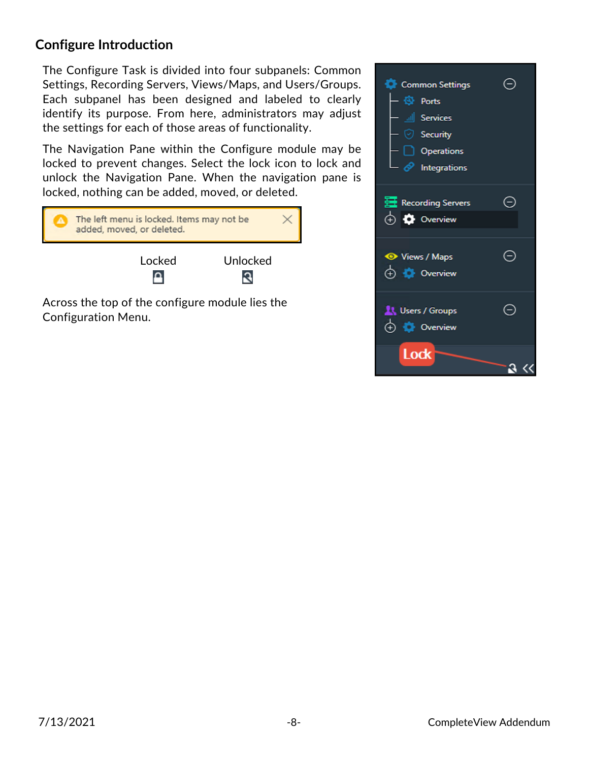## Configure Introduction

The Configure Task is divided into four subpanels: Common Settings, Recording Servers, Views/Maps, and Users/Groups. Each subpanel has been designed and labeled to clearly identify its purpose. From here, administrators may adjust the settings for each of those areas of functionality.

The Navigation Pane within the Configure module may be locked to prevent changes. Select the lock icon to lock and unlock the Navigation Pane. When the navigation pane is locked, nothing can be added, moved, or deleted.

Locked Unlocked

Across the top of the configure module lies the Configuration Menu.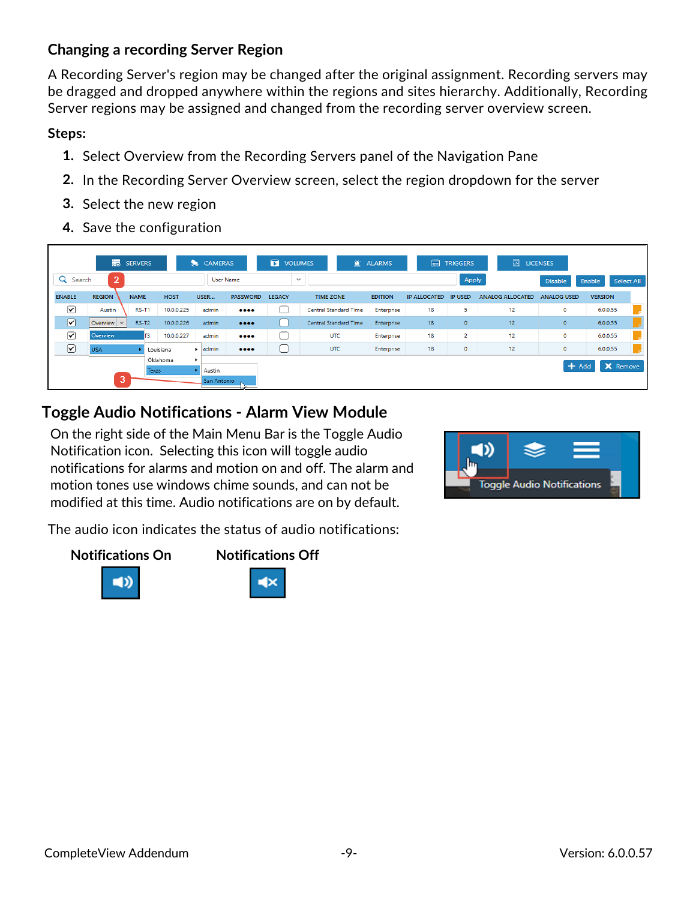### Changing a recording Server Region

A Recording Server's region may be changed after the original assignment. Recording servers may be dragged and dropped anywhere within the regions and sites hierarchy. Additionally, Recording Server regions may be assigned and changed from the recording server overview screen.

**Steps:**

1. Select Overview from the Recording Servers panel of the Navigation Pane
2. In the Recording Server Overview screen, select the region dropdown for the server
3. Select the new region
4. Save the configuration

## Toggle Audio Notifications - Alarm View Module

On the right side of the Main Menu Bar is the Toggle Audio Notification icon. Selecting this icon will toggle audio notifications for alarms and motion on and off. The alarm and motion tones use windows chime sounds, and can not be modified at this time. Audio notifications are on by default.

The audio icon indicates the status of audio notifications:

**Notifications On** **Notifications Off**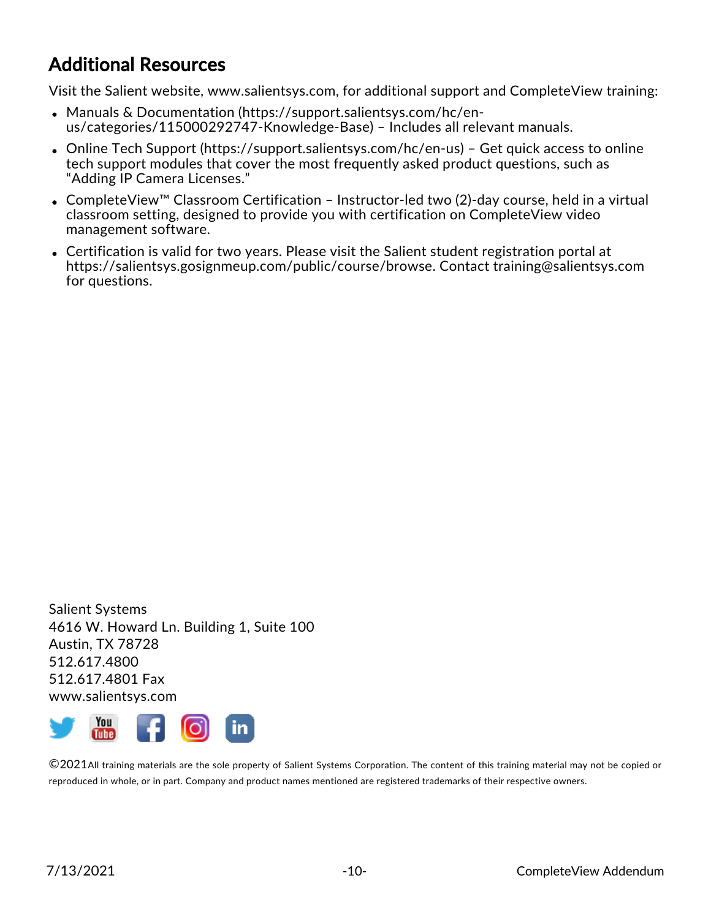## Additional Resources

Visit the Salient website, www.salientsys.com, for additional support and CompleteView training:

- Manuals & Documentation (https://support.salientsys.com/hc/en-us/categories/115000292747-Knowledge-Base) – Includes all relevant manuals.
- Online Tech Support (https://support.salientsys.com/hc/en-us) – Get quick access to online tech support modules that cover the most frequently asked product questions, such as “Adding IP Camera Licenses.”
- CompleteView™ Classroom Certification – Instructor-led two (2)-day course, held in a virtual classroom setting, designed to provide you with certification on CompleteView video management software.
- Certification is valid for two years. Please visit the Salient student registration portal at https://salientsys.gosignmeup.com/public/course/browse. Contact training@salientsys.com for questions.

Salient Systems
4616 W. Howard Ln. Building 1, Suite 100
Austin, TX 78728
512.617.4800
512.617.4801 Fax
www.salientsys.com

©2021All training materials are the sole property of Salient Systems Corporation. The content of this training material may not be copied or reproduced in whole, or in part. Company and product names mentioned are registered trademarks of their respective owners.